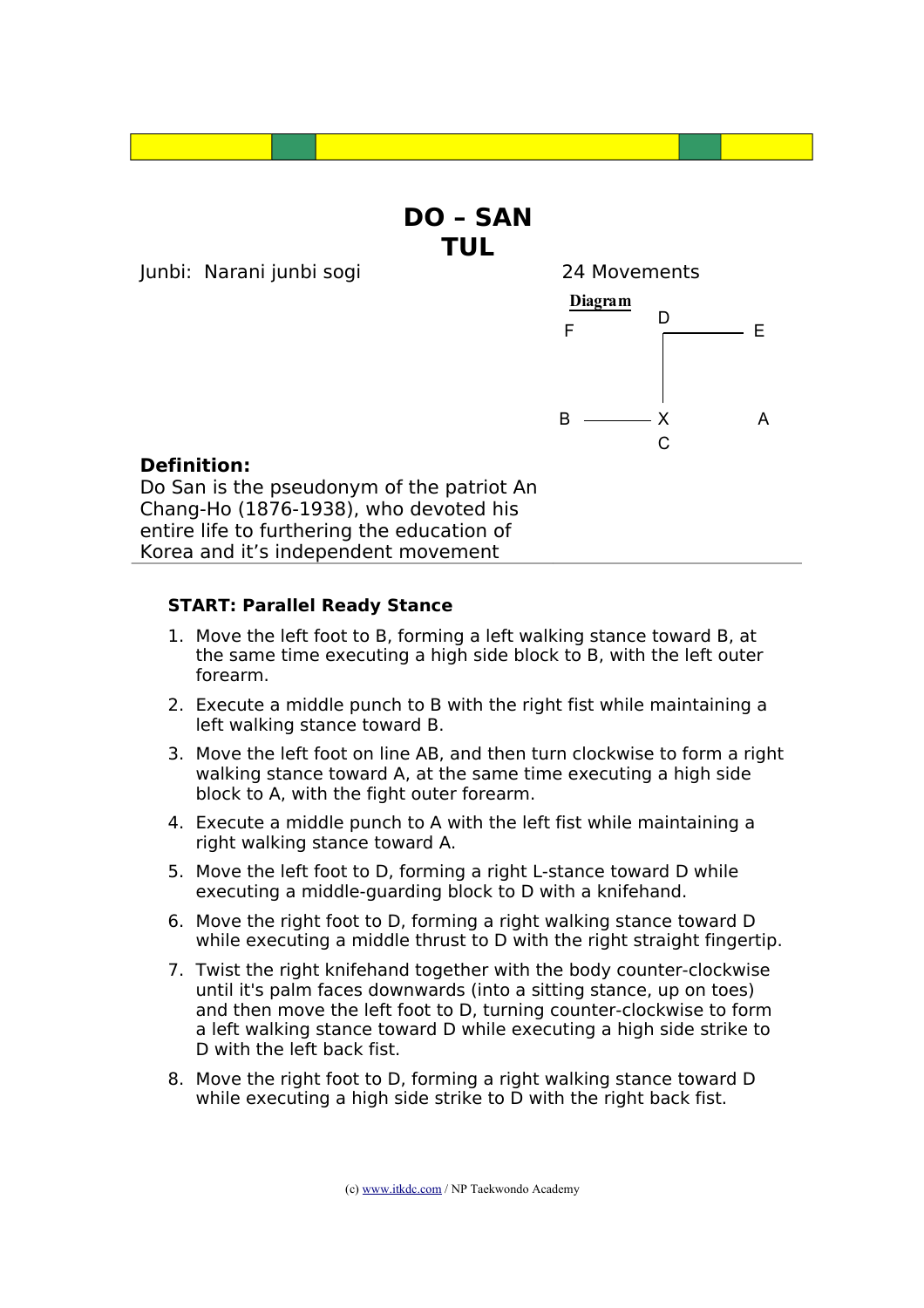# DO – SAN TUL

Junbi: Narani junbi sogi

24 Movements

**Diagram**

```
F           D
            |‾‾‾‾‾‾‾‾‾‾ E
            |
            |
B  ———————  X           A
            C
```

**Definition:**
Do San is the pseudonym of the patriot An Chang-Ho (1876-1938), who devoted his entire life to furthering the education of Korea and it's independent movement

---

**START: Parallel Ready Stance**

1. Move the left foot to B, forming a left walking stance toward B, at the same time executing a high side block to B, with the left outer forearm.
2. Execute a middle punch to B with the right fist while maintaining a left walking stance toward B.
3. Move the left foot on line AB, and then turn clockwise to form a right walking stance toward A, at the same time executing a high side block to A, with the fight outer forearm.
4. Execute a middle punch to A with the left fist while maintaining a right walking stance toward A.
5. Move the left foot to D, forming a right L-stance toward D while executing a middle-guarding block to D with a knifehand.
6. Move the right foot to D, forming a right walking stance toward D while executing a middle thrust to D with the right straight fingertip.
7. Twist the right knifehand together with the body counter-clockwise until it's palm faces downwards (into a sitting stance, up on toes) and then move the left foot to D, turning counter-clockwise to form a left walking stance toward D while executing a high side strike to D with the left back fist.
8. Move the right foot to D, forming a right walking stance toward D while executing a high side strike to D with the right back fist.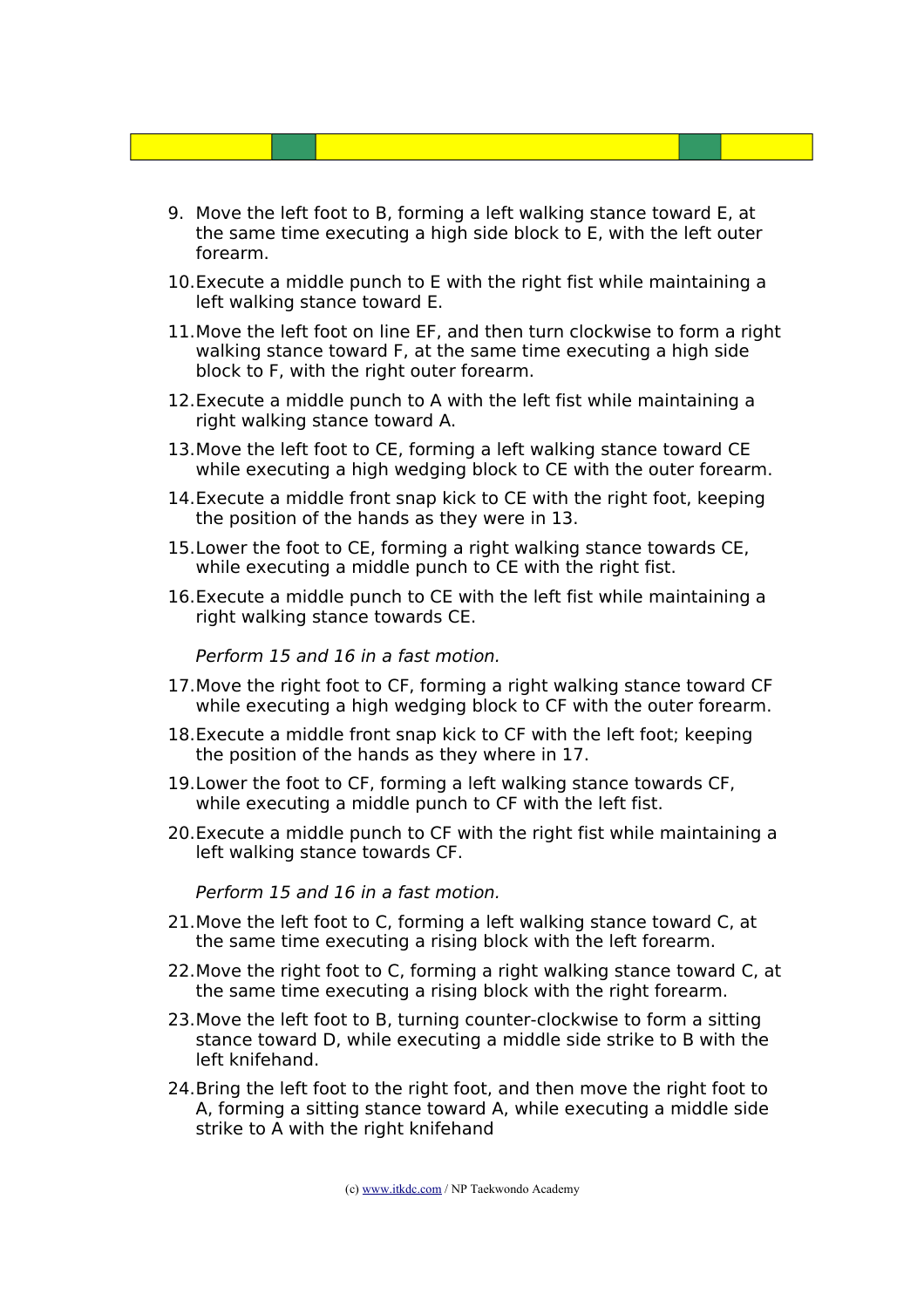9. Move the left foot to B, forming a left walking stance toward E, at the same time executing a high side block to E, with the left outer forearm.
10. Execute a middle punch to E with the right fist while maintaining a left walking stance toward E.
11. Move the left foot on line EF, and then turn clockwise to form a right walking stance toward F, at the same time executing a high side block to F, with the right outer forearm.
12. Execute a middle punch to A with the left fist while maintaining a right walking stance toward A.
13. Move the left foot to CE, forming a left walking stance toward CE while executing a high wedging block to CE with the outer forearm.
14. Execute a middle front snap kick to CE with the right foot, keeping the position of the hands as they were in 13.
15. Lower the foot to CE, forming a right walking stance towards CE, while executing a middle punch to CE with the right fist.
16. Execute a middle punch to CE with the left fist while maintaining a right walking stance towards CE.

    *Perform 15 and 16 in a fast motion.*

17. Move the right foot to CF, forming a right walking stance toward CF while executing a high wedging block to CF with the outer forearm.
18. Execute a middle front snap kick to CF with the left foot; keeping the position of the hands as they where in 17.
19. Lower the foot to CF, forming a left walking stance towards CF, while executing a middle punch to CF with the left fist.
20. Execute a middle punch to CF with the right fist while maintaining a left walking stance towards CF.

    *Perform 15 and 16 in a fast motion.*

21. Move the left foot to C, forming a left walking stance toward C, at the same time executing a rising block with the left forearm.
22. Move the right foot to C, forming a right walking stance toward C, at the same time executing a rising block with the right forearm.
23. Move the left foot to B, turning counter-clockwise to form a sitting stance toward D, while executing a middle side strike to B with the left knifehand.
24. Bring the left foot to the right foot, and then move the right foot to A, forming a sitting stance toward A, while executing a middle side strike to A with the right knifehand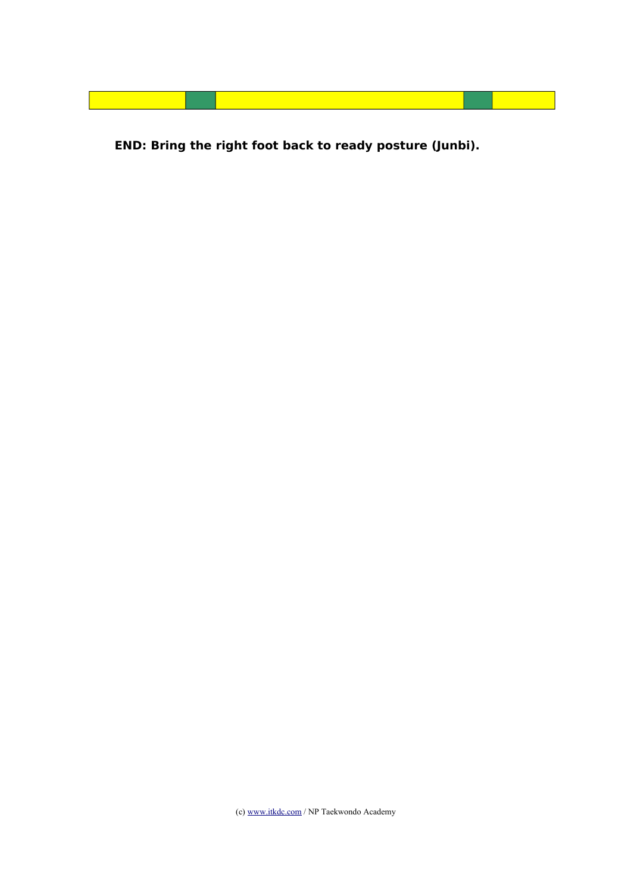**END: Bring the right foot back to ready posture (Junbi).**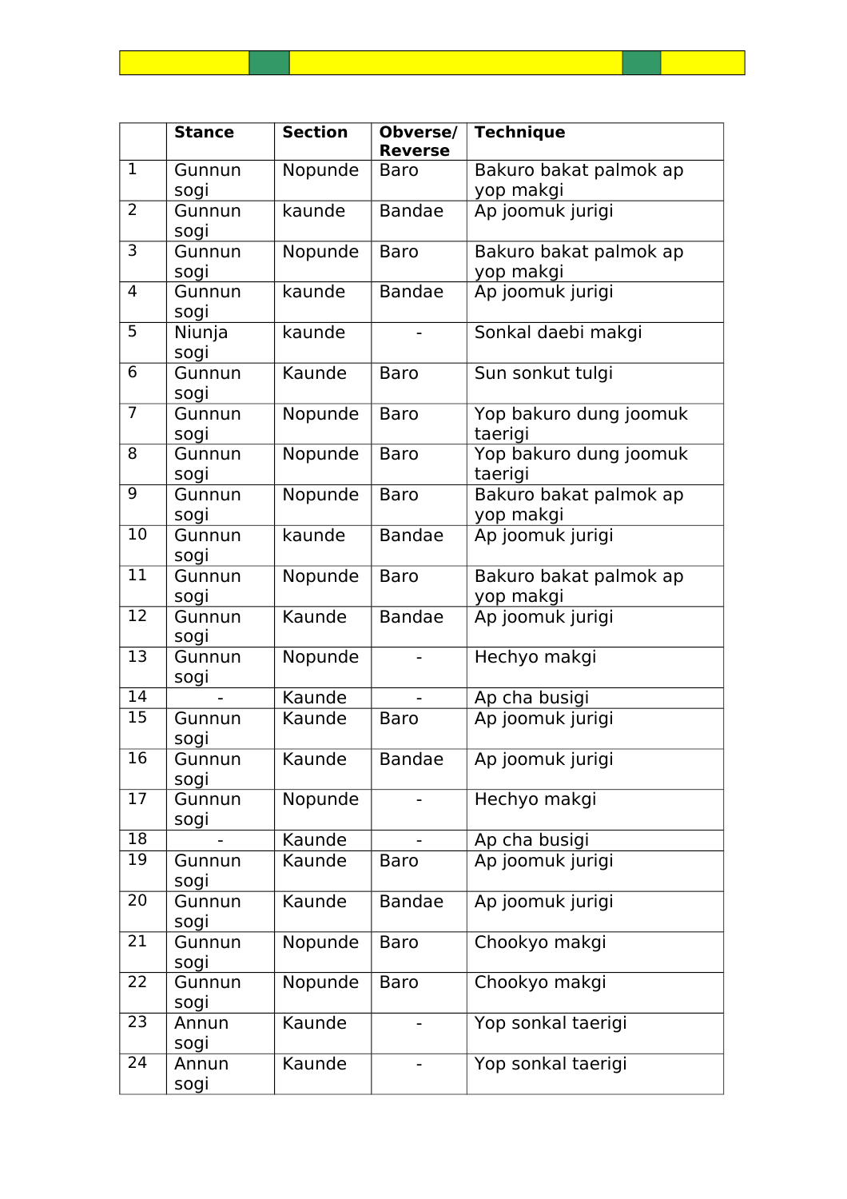| | Stance | Section | Obverse/ Reverse | Technique |
|---|---|---|---|---|
| 1 | Gunnun sogi | Nopunde | Baro | Bakuro bakat palmok ap yop makgi |
| 2 | Gunnun sogi | kaunde | Bandae | Ap joomuk jurigi |
| 3 | Gunnun sogi | Nopunde | Baro | Bakuro bakat palmok ap yop makgi |
| 4 | Gunnun sogi | kaunde | Bandae | Ap joomuk jurigi |
| 5 | Niunja sogi | kaunde | - | Sonkal daebi makgi |
| 6 | Gunnun sogi | Kaunde | Baro | Sun sonkut tulgi |
| 7 | Gunnun sogi | Nopunde | Baro | Yop bakuro dung joomuk taerigi |
| 8 | Gunnun sogi | Nopunde | Baro | Yop bakuro dung joomuk taerigi |
| 9 | Gunnun sogi | Nopunde | Baro | Bakuro bakat palmok ap yop makgi |
| 10 | Gunnun sogi | kaunde | Bandae | Ap joomuk jurigi |
| 11 | Gunnun sogi | Nopunde | Baro | Bakuro bakat palmok ap yop makgi |
| 12 | Gunnun sogi | Kaunde | Bandae | Ap joomuk jurigi |
| 13 | Gunnun sogi | Nopunde | - | Hechyo makgi |
| 14 | - | Kaunde | - | Ap cha busigi |
| 15 | Gunnun sogi | Kaunde | Baro | Ap joomuk jurigi |
| 16 | Gunnun sogi | Kaunde | Bandae | Ap joomuk jurigi |
| 17 | Gunnun sogi | Nopunde | - | Hechyo makgi |
| 18 | - | Kaunde | - | Ap cha busigi |
| 19 | Gunnun sogi | Kaunde | Baro | Ap joomuk jurigi |
| 20 | Gunnun sogi | Kaunde | Bandae | Ap joomuk jurigi |
| 21 | Gunnun sogi | Nopunde | Baro | Chookyo makgi |
| 22 | Gunnun sogi | Nopunde | Baro | Chookyo makgi |
| 23 | Annun sogi | Kaunde | - | Yop sonkal taerigi |
| 24 | Annun sogi | Kaunde | - | Yop sonkal taerigi |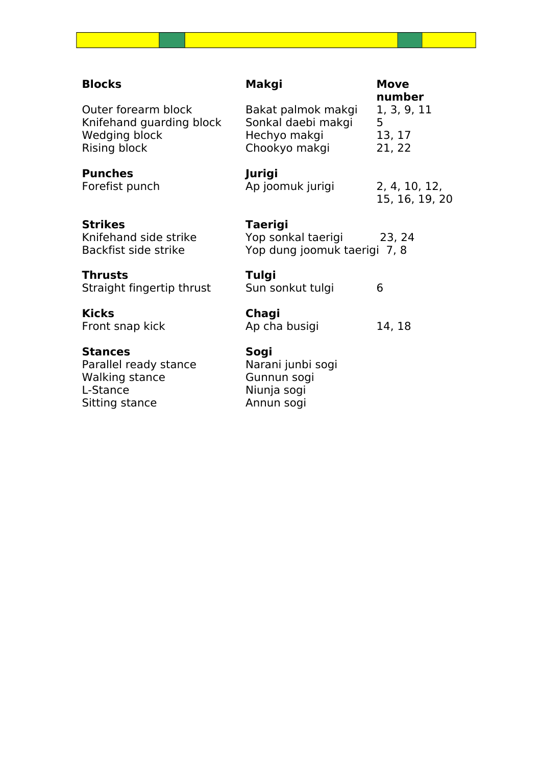| Blocks | Makgi | Move number |
|---|---|---|
| Outer forearm block | Bakat palmok makgi | 1, 3, 9, 11 |
| Knifehand guarding block | Sonkal daebi makgi | 5 |
| Wedging block | Hechyo makgi | 13, 17 |
| Rising block | Chookyo makgi | 21, 22 |
| **Punches** | **Jurigi** | |
| Forefist punch | Ap joomuk jurigi | 2, 4, 10, 12, 15, 16, 19, 20 |
| **Strikes** | **Taerigi** | |
| Knifehand side strike | Yop sonkal taerigi | 23, 24 |
| Backfist side strike | Yop dung joomuk taerigi | 7, 8 |
| **Thrusts** | **Tulgi** | |
| Straight fingertip thrust | Sun sonkut tulgi | 6 |
| **Kicks** | **Chagi** | |
| Front snap kick | Ap cha busigi | 14, 18 |
| **Stances** | **Sogi** | |
| Parallel ready stance | Narani junbi sogi | |
| Walking stance | Gunnun sogi | |
| L-Stance | Niunja sogi | |
| Sitting stance | Annun sogi | |